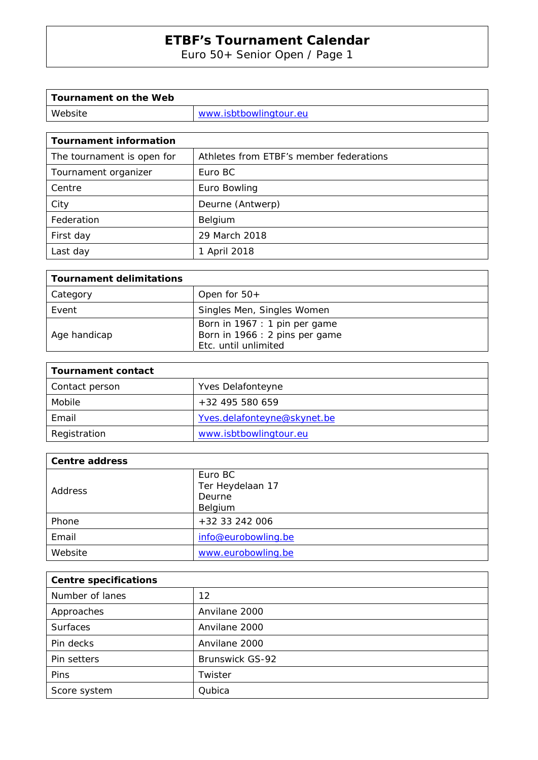# ETBF's Tournament Calendar

Euro 50+ Senior Open / Page 1

| Tournament on the Web | |
|---|---|
| Website | www.isbtbowlingtour.eu |

| Tournament information | |
|---|---|
| The tournament is open for | Athletes from ETBF's member federations |
| Tournament organizer | Euro BC |
| Centre | Euro Bowling |
| City | Deurne (Antwerp) |
| Federation | Belgium |
| First day | 29 March 2018 |
| Last day | 1 April 2018 |

| Tournament delimitations | |
|---|---|
| Category | Open for 50+ |
| Event | Singles Men, Singles Women |
| Age handicap | Born in 1967 : 1 pin per game<br>Born in 1966 : 2 pins per game<br>Etc. until unlimited |

| Tournament contact | |
|---|---|
| Contact person | Yves Delafonteyne |
| Mobile | +32 495 580 659 |
| Email | Yves.delafonteyne@skynet.be |
| Registration | www.isbtbowlingtour.eu |

| Centre address | |
|---|---|
| Address | Euro BC<br>Ter Heydelaan 17<br>Deurne<br>Belgium |
| Phone | +32 33 242 006 |
| Email | info@eurobowling.be |
| Website | www.eurobowling.be |

| Centre specifications | |
|---|---|
| Number of lanes | 12 |
| Approaches | Anvilane 2000 |
| Surfaces | Anvilane 2000 |
| Pin decks | Anvilane 2000 |
| Pin setters | Brunswick GS-92 |
| Pins | Twister |
| Score system | Qubica |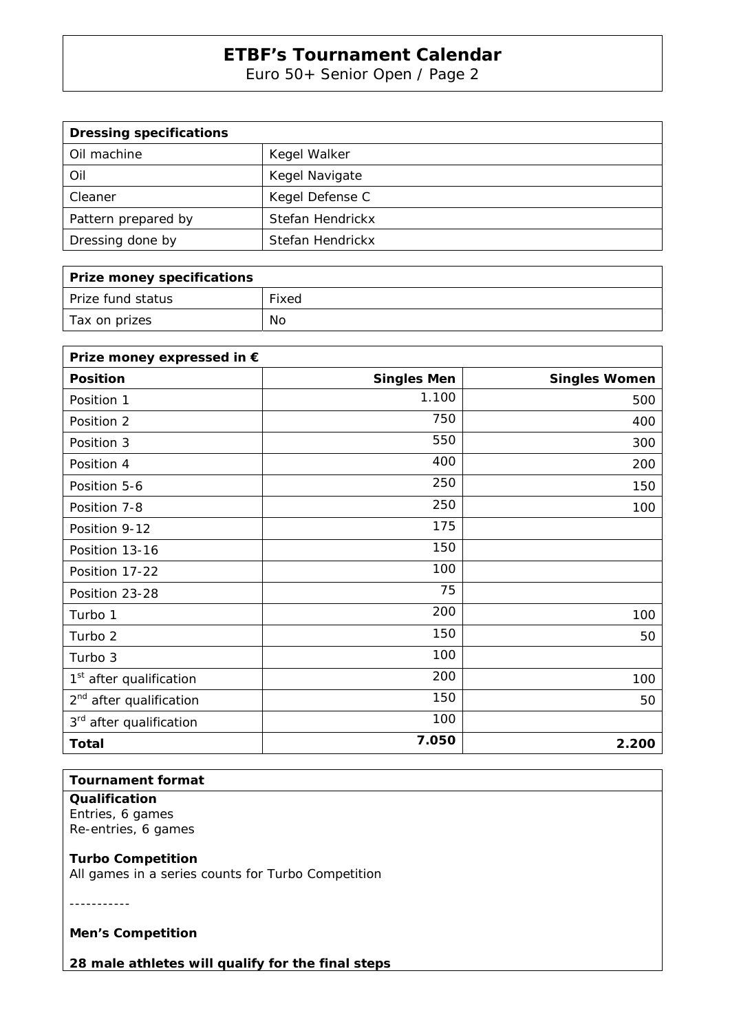# ETBF's Tournament Calendar

Euro 50+ Senior Open / Page 2

| Dressing specifications | |
|---|---|
| Oil machine | Kegel Walker |
| Oil | Kegel Navigate |
| Cleaner | Kegel Defense C |
| Pattern prepared by | Stefan Hendrickx |
| Dressing done by | Stefan Hendrickx |

| Prize money specifications | |
|---|---|
| Prize fund status | Fixed |
| Tax on prizes | No |

| Prize money expressed in € | | |
|---|---|---|
| **Position** | **Singles Men** | **Singles Women** |
| Position 1 | 1.100 | 500 |
| Position 2 | 750 | 400 |
| Position 3 | 550 | 300 |
| Position 4 | 400 | 200 |
| Position 5-6 | 250 | 150 |
| Position 7-8 | 250 | 100 |
| Position 9-12 | 175 | |
| Position 13-16 | 150 | |
| Position 17-22 | 100 | |
| Position 23-28 | 75 | |
| Turbo 1 | 200 | 100 |
| Turbo 2 | 150 | 50 |
| Turbo 3 | 100 | |
| 1st after qualification | 200 | 100 |
| 2nd after qualification | 150 | 50 |
| 3rd after qualification | 100 | |
| **Total** | **7.050** | **2.200** |

**Tournament format**

**Qualification**
Entries, 6 games
Re-entries, 6 games

**Turbo Competition**
All games in a series counts for Turbo Competition

-----------

**Men's Competition**

**28 male athletes will qualify for the final steps**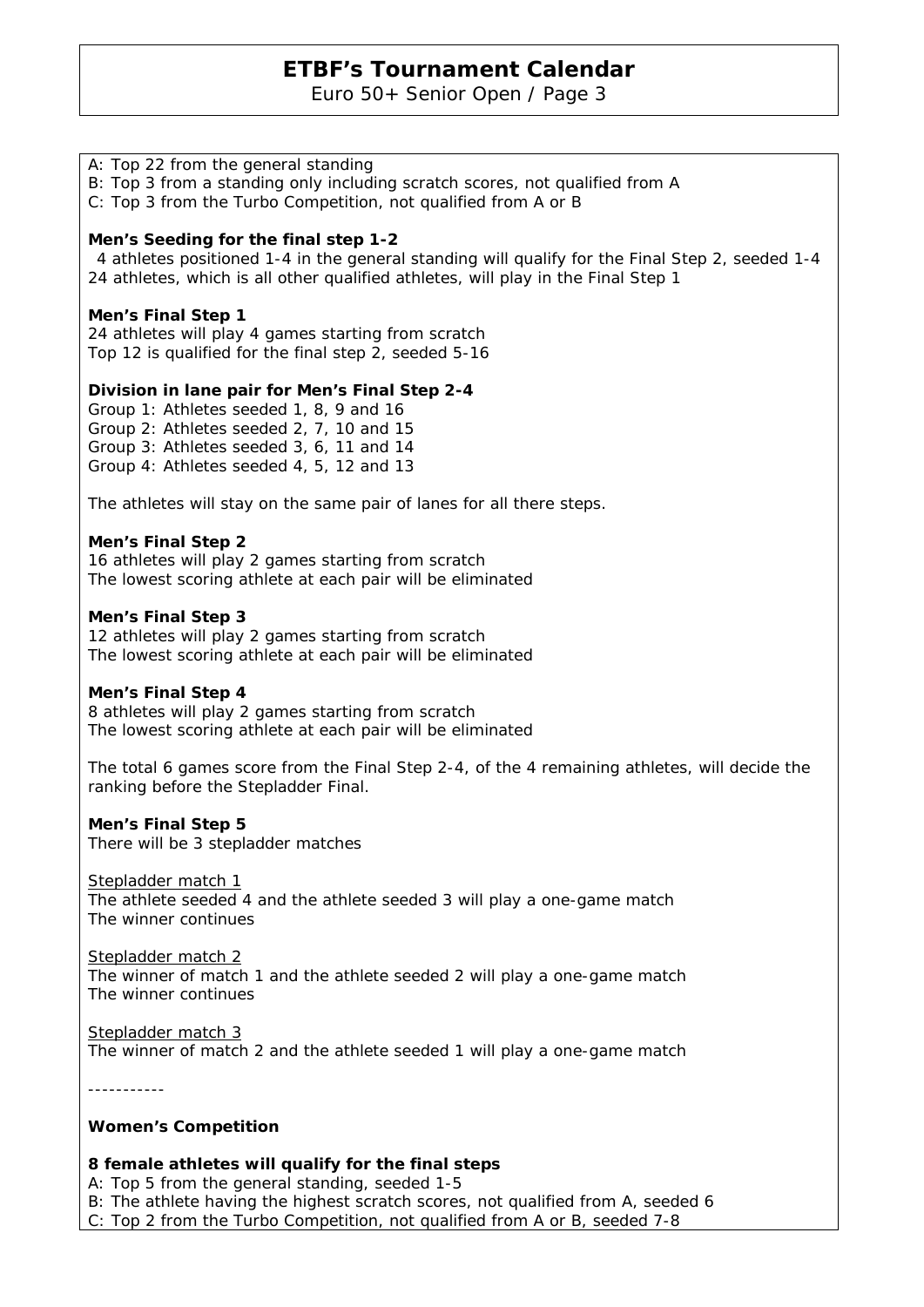A: Top 22 from the general standing
B: Top 3 from a standing only including scratch scores, not qualified from A
C: Top 3 from the Turbo Competition, not qualified from A or B

**Men's Seeding for the final step 1-2**
4 athletes positioned 1-4 in the general standing will qualify for the Final Step 2, seeded 1-4
24 athletes, which is all other qualified athletes, will play in the Final Step 1

**Men's Final Step 1**
24 athletes will play 4 games starting from scratch
Top 12 is qualified for the final step 2, seeded 5-16

**Division in lane pair for Men's Final Step 2-4**
Group 1: Athletes seeded 1, 8, 9 and 16
Group 2: Athletes seeded 2, 7, 10 and 15
Group 3: Athletes seeded 3, 6, 11 and 14
Group 4: Athletes seeded 4, 5, 12 and 13

The athletes will stay on the same pair of lanes for all there steps.

**Men's Final Step 2**
16 athletes will play 2 games starting from scratch
The lowest scoring athlete at each pair will be eliminated

**Men's Final Step 3**
12 athletes will play 2 games starting from scratch
The lowest scoring athlete at each pair will be eliminated

**Men's Final Step 4**
8 athletes will play 2 games starting from scratch
The lowest scoring athlete at each pair will be eliminated

The total 6 games score from the Final Step 2-4, of the 4 remaining athletes, will decide the ranking before the Stepladder Final.

**Men's Final Step 5**
There will be 3 stepladder matches

<u>Stepladder match 1</u>
The athlete seeded 4 and the athlete seeded 3 will play a one-game match
The winner continues

<u>Stepladder match 2</u>
The winner of match 1 and the athlete seeded 2 will play a one-game match
The winner continues

<u>Stepladder match 3</u>
The winner of match 2 and the athlete seeded 1 will play a one-game match

-----------

**Women's Competition**

**8 female athletes will qualify for the final steps**
A: Top 5 from the general standing, seeded 1-5
B: The athlete having the highest scratch scores, not qualified from A, seeded 6
C: Top 2 from the Turbo Competition, not qualified from A or B, seeded 7-8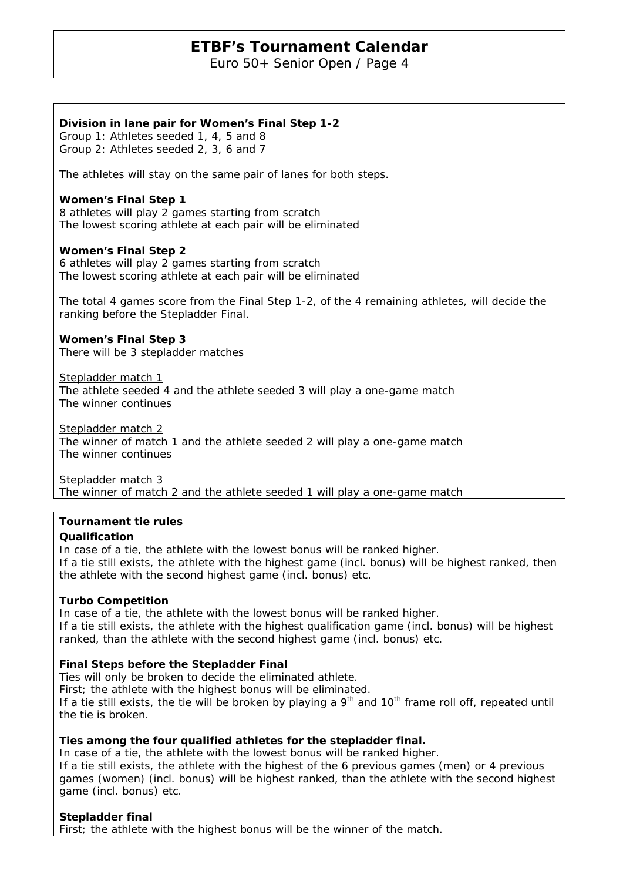**Division in lane pair for Women's Final Step 1-2**
Group 1: Athletes seeded 1, 4, 5 and 8
Group 2: Athletes seeded 2, 3, 6 and 7

The athletes will stay on the same pair of lanes for both steps.

**Women's Final Step 1**
8 athletes will play 2 games starting from scratch
The lowest scoring athlete at each pair will be eliminated

**Women's Final Step 2**
6 athletes will play 2 games starting from scratch
The lowest scoring athlete at each pair will be eliminated

The total 4 games score from the Final Step 1-2, of the 4 remaining athletes, will decide the ranking before the Stepladder Final.

**Women's Final Step 3**
There will be 3 stepladder matches

<u>Stepladder match 1</u>
The athlete seeded 4 and the athlete seeded 3 will play a one-game match
The winner continues

<u>Stepladder match 2</u>
The winner of match 1 and the athlete seeded 2 will play a one-game match
The winner continues

<u>Stepladder match 3</u>
The winner of match 2 and the athlete seeded 1 will play a one-game match

**Tournament tie rules**

**Qualification**
In case of a tie, the athlete with the lowest bonus will be ranked higher.
If a tie still exists, the athlete with the highest game (incl. bonus) will be highest ranked, then the athlete with the second highest game (incl. bonus) etc.

**Turbo Competition**
In case of a tie, the athlete with the lowest bonus will be ranked higher.
If a tie still exists, the athlete with the highest qualification game (incl. bonus) will be highest ranked, than the athlete with the second highest game (incl. bonus) etc.

**Final Steps before the Stepladder Final**
Ties will only be broken to decide the eliminated athlete.
First; the athlete with the highest bonus will be eliminated.
If a tie still exists, the tie will be broken by playing a 9th and 10th frame roll off, repeated until the tie is broken.

**Ties among the four qualified athletes for the stepladder final.**
In case of a tie, the athlete with the lowest bonus will be ranked higher.
If a tie still exists, the athlete with the highest of the 6 previous games (men) or 4 previous games (women) (incl. bonus) will be highest ranked, than the athlete with the second highest game (incl. bonus) etc.

**Stepladder final**
First; the athlete with the highest bonus will be the winner of the match.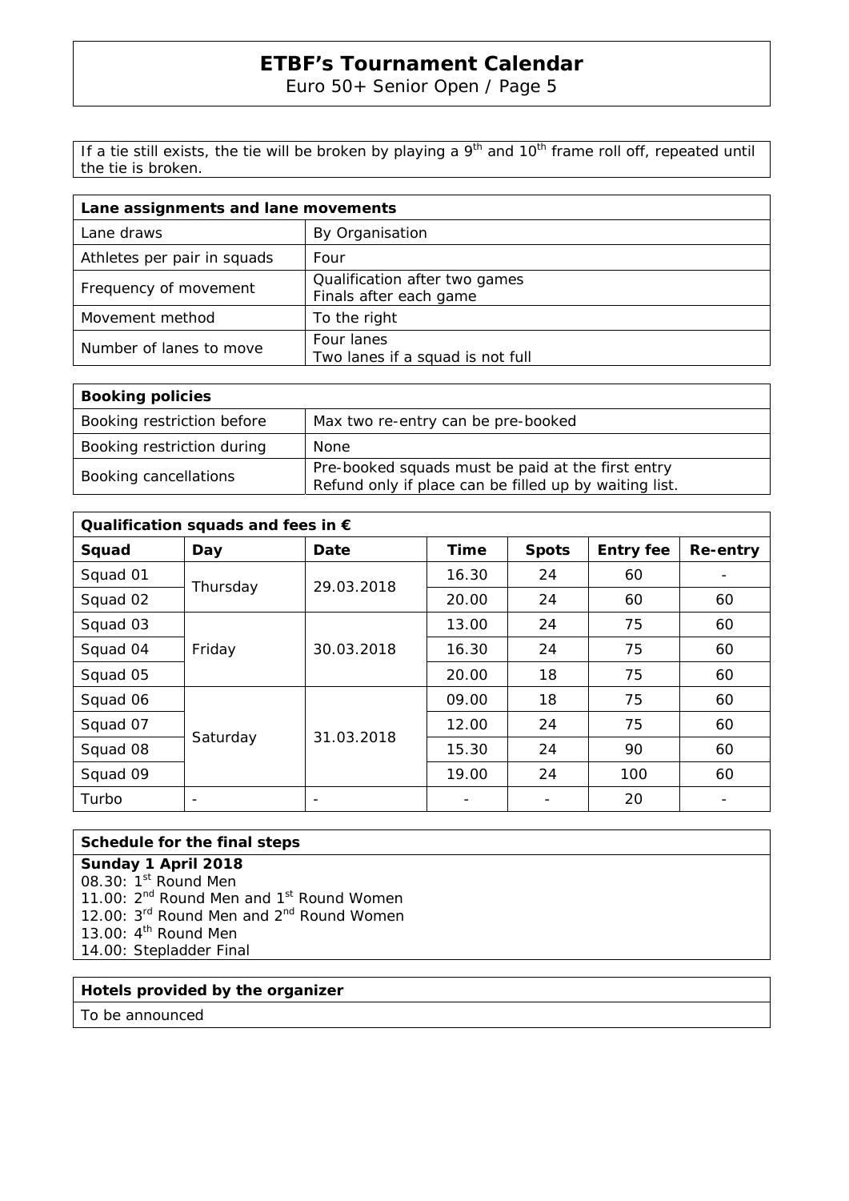If a tie still exists, the tie will be broken by playing a 9th and 10th frame roll off, repeated until the tie is broken.

| Lane assignments and lane movements | |
|---|---|
| Lane draws | By Organisation |
| Athletes per pair in squads | Four |
| Frequency of movement | Qualification after two games<br>Finals after each game |
| Movement method | To the right |
| Number of lanes to move | Four lanes<br>Two lanes if a squad is not full |

| Booking policies | |
|---|---|
| Booking restriction before | Max two re-entry can be pre-booked |
| Booking restriction during | None |
| Booking cancellations | Pre-booked squads must be paid at the first entry<br>Refund only if place can be filled up by waiting list. |

**Qualification squads and fees in €**

| Squad | Day | Date | Time | Spots | Entry fee | Re-entry |
|---|---|---|---|---|---|---|
| Squad 01 | Thursday | 29.03.2018 | 16.30 | 24 | 60 | - |
| Squad 02 | | | 20.00 | 24 | 60 | 60 |
| Squad 03 | Friday | 30.03.2018 | 13.00 | 24 | 75 | 60 |
| Squad 04 | | | 16.30 | 24 | 75 | 60 |
| Squad 05 | | | 20.00 | 18 | 75 | 60 |
| Squad 06 | Saturday | 31.03.2018 | 09.00 | 18 | 75 | 60 |
| Squad 07 | | | 12.00 | 24 | 75 | 60 |
| Squad 08 | | | 15.30 | 24 | 90 | 60 |
| Squad 09 | | | 19.00 | 24 | 100 | 60 |
| Turbo | - | - | - | - | 20 | - |

**Schedule for the final steps**

**Sunday 1 April 2018**
08.30: 1st Round Men
11.00: 2nd Round Men and 1st Round Women
12.00: 3rd Round Men and 2nd Round Women
13.00: 4th Round Men
14.00: Stepladder Final

**Hotels provided by the organizer**

To be announced